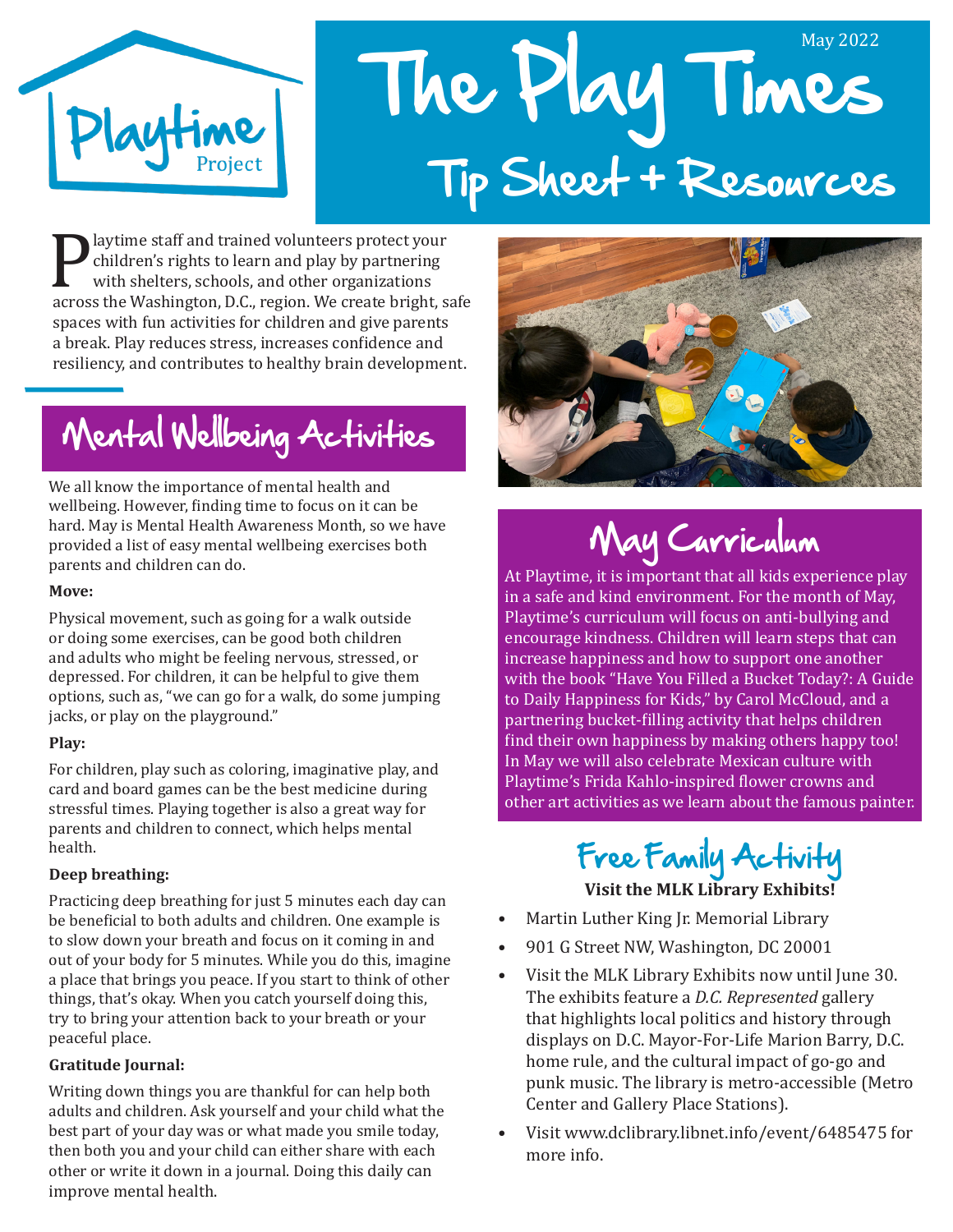Playtime Project

May 2022

# The Play Times

## Tip Sheet + Resources

Playtime staff and trained volunteers protect your children's rights to learn and play by partnering with shelters, schools, and other organizations across the Washington, D.C., region. We create bright, safe spaces with fun activities for children and give parents a break. Play reduces stress, increases confidence and resiliency, and contributes to healthy brain development.

## Mental Wellbeing Activities

We all know the importance of mental health and wellbeing. However, finding time to focus on it can be hard. May is Mental Health Awareness Month, so we have provided a list of easy mental wellbeing exercises both parents and children can do.

**Move:**

Physical movement, such as going for a walk outside or doing some exercises, can be good both children and adults who might be feeling nervous, stressed, or depressed. For children, it can be helpful to give them options, such as, "we can go for a walk, do some jumping jacks, or play on the playground."

**Play:**

For children, play such as coloring, imaginative play, and card and board games can be the best medicine during stressful times. Playing together is also a great way for parents and children to connect, which helps mental health.

**Deep breathing:**

Practicing deep breathing for just 5 minutes each day can be beneficial to both adults and children. One example is to slow down your breath and focus on it coming in and out of your body for 5 minutes. While you do this, imagine a place that brings you peace. If you start to think of other things, that's okay. When you catch yourself doing this, try to bring your attention back to your breath or your peaceful place.

**Gratitude Journal:**

Writing down things you are thankful for can help both adults and children. Ask yourself and your child what the best part of your day was or what made you smile today, then both you and your child can either share with each other or write it down in a journal. Doing this daily can improve mental health.

## May Curriculum

At Playtime, it is important that all kids experience play in a safe and kind environment. For the month of May, Playtime's curriculum will focus on anti-bullying and encourage kindness. Children will learn steps that can increase happiness and how to support one another with the book "Have You Filled a Bucket Today?: A Guide to Daily Happiness for Kids," by Carol McCloud, and a partnering bucket-filling activity that helps children find their own happiness by making others happy too! In May we will also celebrate Mexican culture with Playtime's Frida Kahlo-inspired flower crowns and other art activities as we learn about the famous painter.

## Free Family Activity

**Visit the MLK Library Exhibits!**

- Martin Luther King Jr. Memorial Library
- 901 G Street NW, Washington, DC 20001
- Visit the MLK Library Exhibits now until June 30. The exhibits feature a *D.C. Represented* gallery that highlights local politics and history through displays on D.C. Mayor-For-Life Marion Barry, D.C. home rule, and the cultural impact of go-go and punk music. The library is metro-accessible (Metro Center and Gallery Place Stations).
- Visit www.dclibrary.libnet.info/event/6485475 for more info.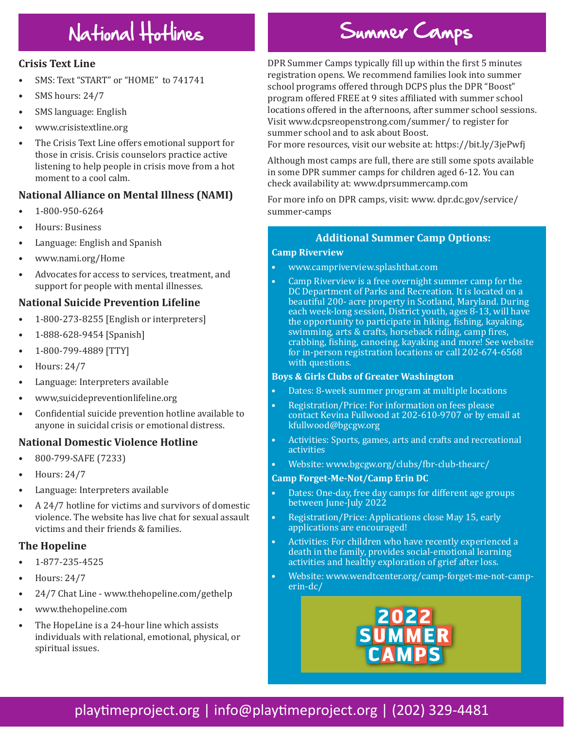# National Hotlines

### Crisis Text Line

- SMS: Text "START" or "HOME" to 741741
- SMS hours: 24/7
- SMS language: English
- www.crisistextline.org
- The Crisis Text Line offers emotional support for those in crisis. Crisis counselors practice active listening to help people in crisis move from a hot moment to a cool calm.

### National Alliance on Mental Illness (NAMI)

- 1-800-950-6264
- Hours: Business
- Language: English and Spanish
- www.nami.org/Home
- Advocates for access to services, treatment, and support for people with mental illnesses.

### National Suicide Prevention Lifeline

- 1-800-273-8255 [English or interpreters]
- 1-888-628-9454 [Spanish]
- 1-800-799-4889 [TTY]
- Hours: 24/7
- Language: Interpreters available
- www,suicidepreventionlifeline.org
- Confidential suicide prevention hotline available to anyone in suicidal crisis or emotional distress.

### National Domestic Violence Hotline

- 800-799-SAFE (7233)
- Hours: 24/7
- Language: Interpreters available
- A 24/7 hotline for victims and survivors of domestic violence. The website has live chat for sexual assault victims and their friends & families.

### The Hopeline

- 1-877-235-4525
- Hours: 24/7
- 24/7 Chat Line - www.thehopeline.com/gethelp
- www.thehopeline.com
- The HopeLine is a 24-hour line which assists individuals with relational, emotional, physical, or spiritual issues.

# Summer Camps

DPR Summer Camps typically fill up within the first 5 minutes registration opens. We recommend families look into summer school programs offered through DCPS plus the DPR "Boost" program offered FREE at 9 sites affiliated with summer school locations offered in the afternoons, after summer school sessions. Visit www.dcpsreopenstrong.com/summer/ to register for summer school and to ask about Boost.
For more resources, visit our website at: https://bit.ly/3jePwfj

Although most camps are full, there are still some spots available in some DPR summer camps for children aged 6-12. You can check availability at: www.dprsummercamp.com

For more info on DPR camps, visit: www. dpr.dc.gov/service/summer-camps

### Additional Summer Camp Options:

**Camp Riverview**

- www.campriverview.splashthat.com
- Camp Riverview is a free overnight summer camp for the DC Department of Parks and Recreation. It is located on a beautiful 200- acre property in Scotland, Maryland. During each week-long session, District youth, ages 8-13, will have the opportunity to participate in hiking, fishing, kayaking, swimming, arts & crafts, horseback riding, camp fires, crabbing, fishing, canoeing, kayaking and more! See website for in-person registration locations or call 202-674-6568 with questions.

**Boys & Girls Clubs of Greater Washington**

- Dates: 8-week summer program at multiple locations
- Registration/Price: For information on fees please contact Kevina Fullwood at 202-610-9707 or by email at kfullwood@bgcgw.org
- Activities: Sports, games, arts and crafts and recreational activities
- Website: www.bgcgw.org/clubs/fbr-club-thearc/

**Camp Forget-Me-Not/Camp Erin DC**

- Dates: One-day, free day camps for different age groups between June-July 2022
- Registration/Price: Applications close May 15, early applications are encouraged!
- Activities: For children who have recently experienced a death in the family, provides social-emotional learning activities and healthy exploration of grief after loss.
- Website: www.wendtcenter.org/camp-forget-me-not-camp-erin-dc/

2022 SUMMER CAMPS

playtimeproject.org | info@playtimeproject.org | (202) 329-4481